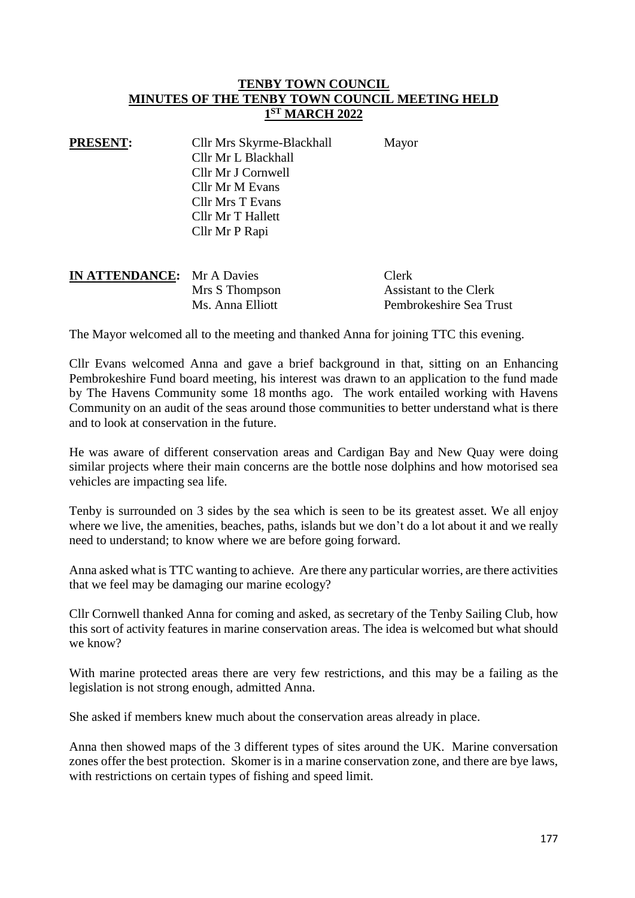# TENBY TOWN COUNCIL
## MINUTES OF THE TENBY TOWN COUNCIL MEETING HELD 1ST MARCH 2022

| **PRESENT:** | Cllr Mrs Skyrme-Blackhall | Mayor |
|---|---|---|
| | Cllr Mr L Blackhall | |
| | Cllr Mr J Cornwell | |
| | Cllr Mr M Evans | |
| | Cllr Mrs T Evans | |
| | Cllr Mr T Hallett | |
| | Cllr Mr P Rapi | |

| **IN ATTENDANCE:** | Mr A Davies | Clerk |
|---|---|---|
| | Mrs S Thompson | Assistant to the Clerk |
| | Ms. Anna Elliott | Pembrokeshire Sea Trust |

The Mayor welcomed all to the meeting and thanked Anna for joining TTC this evening.

Cllr Evans welcomed Anna and gave a brief background in that, sitting on an Enhancing Pembrokeshire Fund board meeting, his interest was drawn to an application to the fund made by The Havens Community some 18 months ago. The work entailed working with Havens Community on an audit of the seas around those communities to better understand what is there and to look at conservation in the future.

He was aware of different conservation areas and Cardigan Bay and New Quay were doing similar projects where their main concerns are the bottle nose dolphins and how motorised sea vehicles are impacting sea life.

Tenby is surrounded on 3 sides by the sea which is seen to be its greatest asset. We all enjoy where we live, the amenities, beaches, paths, islands but we don't do a lot about it and we really need to understand; to know where we are before going forward.

Anna asked what is TTC wanting to achieve. Are there any particular worries, are there activities that we feel may be damaging our marine ecology?

Cllr Cornwell thanked Anna for coming and asked, as secretary of the Tenby Sailing Club, how this sort of activity features in marine conservation areas. The idea is welcomed but what should we know?

With marine protected areas there are very few restrictions, and this may be a failing as the legislation is not strong enough, admitted Anna.

She asked if members knew much about the conservation areas already in place.

Anna then showed maps of the 3 different types of sites around the UK. Marine conversation zones offer the best protection. Skomer is in a marine conservation zone, and there are bye laws, with restrictions on certain types of fishing and speed limit.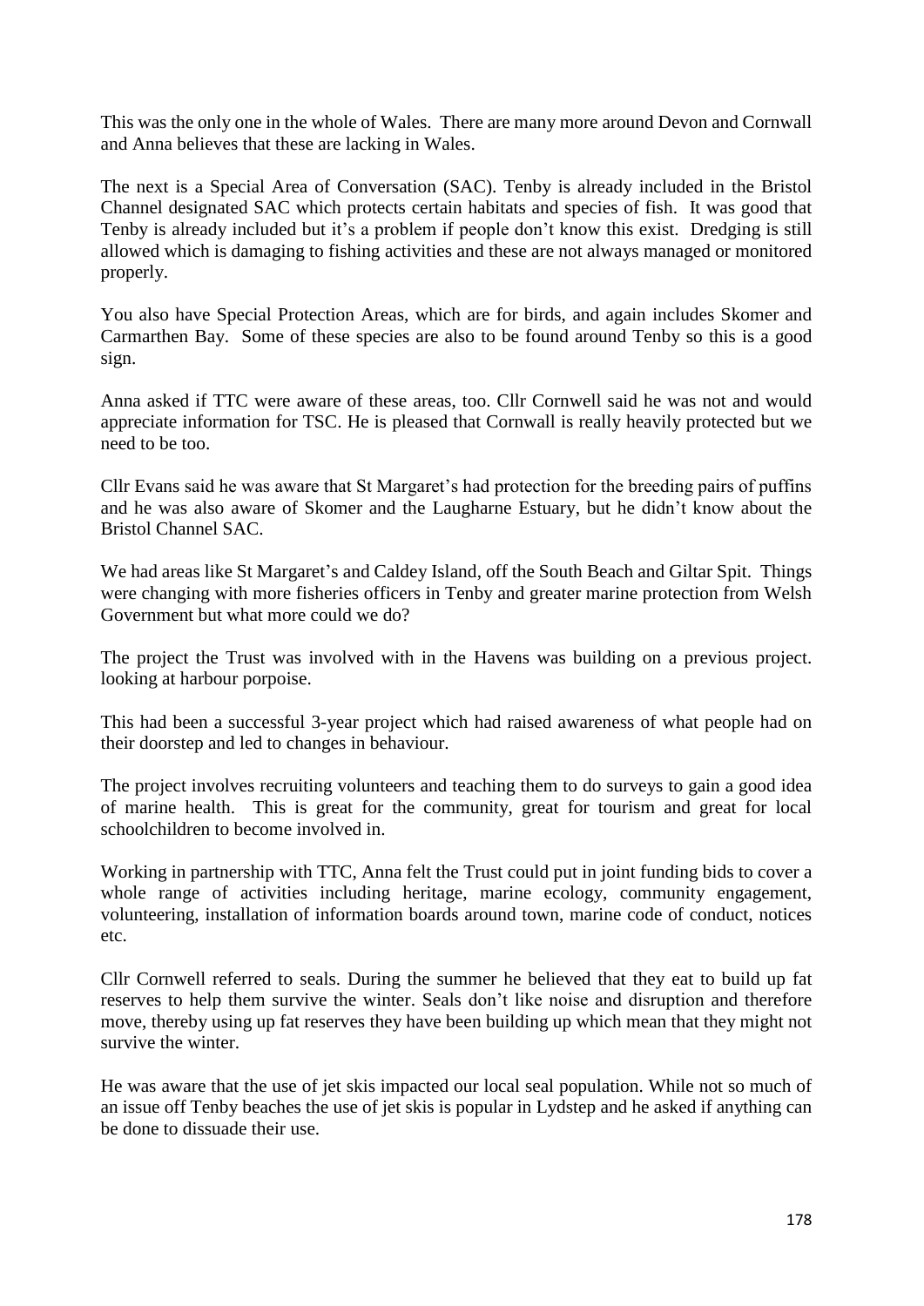This was the only one in the whole of Wales. There are many more around Devon and Cornwall and Anna believes that these are lacking in Wales.

The next is a Special Area of Conversation (SAC). Tenby is already included in the Bristol Channel designated SAC which protects certain habitats and species of fish. It was good that Tenby is already included but it's a problem if people don't know this exist. Dredging is still allowed which is damaging to fishing activities and these are not always managed or monitored properly.

You also have Special Protection Areas, which are for birds, and again includes Skomer and Carmarthen Bay. Some of these species are also to be found around Tenby so this is a good sign.

Anna asked if TTC were aware of these areas, too. Cllr Cornwell said he was not and would appreciate information for TSC. He is pleased that Cornwall is really heavily protected but we need to be too.

Cllr Evans said he was aware that St Margaret's had protection for the breeding pairs of puffins and he was also aware of Skomer and the Laugharne Estuary, but he didn't know about the Bristol Channel SAC.

We had areas like St Margaret's and Caldey Island, off the South Beach and Giltar Spit. Things were changing with more fisheries officers in Tenby and greater marine protection from Welsh Government but what more could we do?

The project the Trust was involved with in the Havens was building on a previous project. looking at harbour porpoise.

This had been a successful 3-year project which had raised awareness of what people had on their doorstep and led to changes in behaviour.

The project involves recruiting volunteers and teaching them to do surveys to gain a good idea of marine health. This is great for the community, great for tourism and great for local schoolchildren to become involved in.

Working in partnership with TTC, Anna felt the Trust could put in joint funding bids to cover a whole range of activities including heritage, marine ecology, community engagement, volunteering, installation of information boards around town, marine code of conduct, notices etc.

Cllr Cornwell referred to seals. During the summer he believed that they eat to build up fat reserves to help them survive the winter. Seals don't like noise and disruption and therefore move, thereby using up fat reserves they have been building up which mean that they might not survive the winter.

He was aware that the use of jet skis impacted our local seal population. While not so much of an issue off Tenby beaches the use of jet skis is popular in Lydstep and he asked if anything can be done to dissuade their use.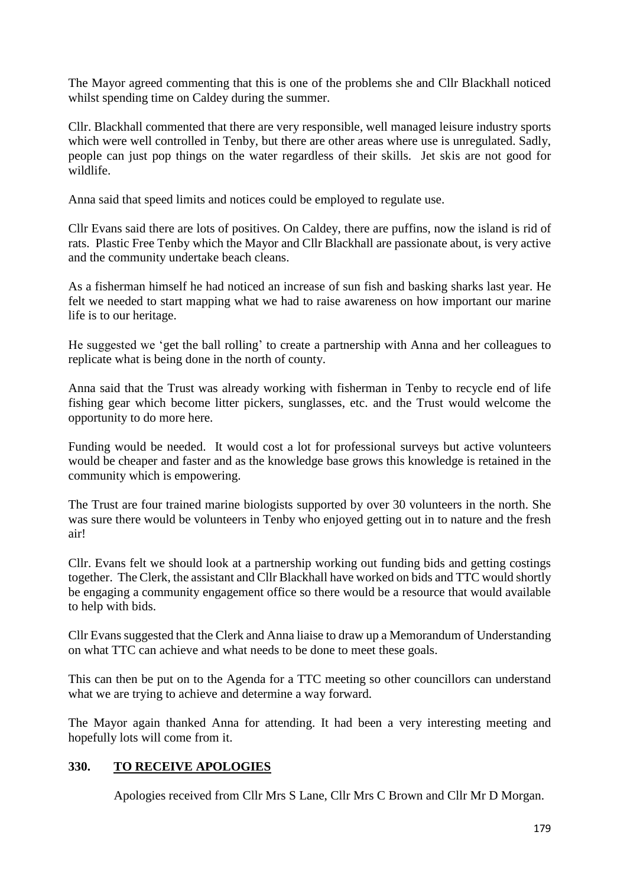The Mayor agreed commenting that this is one of the problems she and Cllr Blackhall noticed whilst spending time on Caldey during the summer.

Cllr. Blackhall commented that there are very responsible, well managed leisure industry sports which were well controlled in Tenby, but there are other areas where use is unregulated. Sadly, people can just pop things on the water regardless of their skills. Jet skis are not good for wildlife.

Anna said that speed limits and notices could be employed to regulate use.

Cllr Evans said there are lots of positives. On Caldey, there are puffins, now the island is rid of rats. Plastic Free Tenby which the Mayor and Cllr Blackhall are passionate about, is very active and the community undertake beach cleans.

As a fisherman himself he had noticed an increase of sun fish and basking sharks last year. He felt we needed to start mapping what we had to raise awareness on how important our marine life is to our heritage.

He suggested we 'get the ball rolling' to create a partnership with Anna and her colleagues to replicate what is being done in the north of county.

Anna said that the Trust was already working with fisherman in Tenby to recycle end of life fishing gear which become litter pickers, sunglasses, etc. and the Trust would welcome the opportunity to do more here.

Funding would be needed. It would cost a lot for professional surveys but active volunteers would be cheaper and faster and as the knowledge base grows this knowledge is retained in the community which is empowering.

The Trust are four trained marine biologists supported by over 30 volunteers in the north. She was sure there would be volunteers in Tenby who enjoyed getting out in to nature and the fresh air!

Cllr. Evans felt we should look at a partnership working out funding bids and getting costings together. The Clerk, the assistant and Cllr Blackhall have worked on bids and TTC would shortly be engaging a community engagement office so there would be a resource that would available to help with bids.

Cllr Evans suggested that the Clerk and Anna liaise to draw up a Memorandum of Understanding on what TTC can achieve and what needs to be done to meet these goals.

This can then be put on to the Agenda for a TTC meeting so other councillors can understand what we are trying to achieve and determine a way forward.

The Mayor again thanked Anna for attending. It had been a very interesting meeting and hopefully lots will come from it.

## 330. TO RECEIVE APOLOGIES

Apologies received from Cllr Mrs S Lane, Cllr Mrs C Brown and Cllr Mr D Morgan.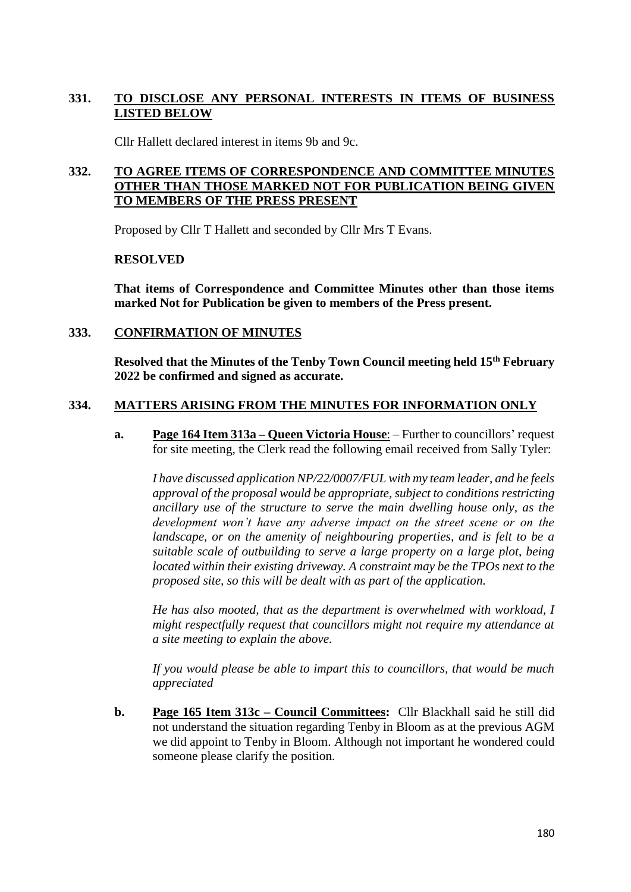**331. <u>TO DISCLOSE ANY PERSONAL INTERESTS IN ITEMS OF BUSINESS LISTED BELOW</u>**

Cllr Hallett declared interest in items 9b and 9c.

**332. <u>TO AGREE ITEMS OF CORRESPONDENCE AND COMMITTEE MINUTES OTHER THAN THOSE MARKED NOT FOR PUBLICATION BEING GIVEN TO MEMBERS OF THE PRESS PRESENT</u>**

Proposed by Cllr T Hallett and seconded by Cllr Mrs T Evans.

**RESOLVED**

**That items of Correspondence and Committee Minutes other than those items marked Not for Publication be given to members of the Press present.**

**333. <u>CONFIRMATION OF MINUTES</u>**

**Resolved that the Minutes of the Tenby Town Council meeting held 15th February 2022 be confirmed and signed as accurate.**

**334. <u>MATTERS ARISING FROM THE MINUTES FOR INFORMATION ONLY</u>**

**a. <u>Page 164 Item 313a – Queen Victoria House</u>**: – Further to councillors' request for site meeting, the Clerk read the following email received from Sally Tyler:

*I have discussed application NP/22/0007/FUL with my team leader, and he feels approval of the proposal would be appropriate, subject to conditions restricting ancillary use of the structure to serve the main dwelling house only, as the development won't have any adverse impact on the street scene or on the landscape, or on the amenity of neighbouring properties, and is felt to be a suitable scale of outbuilding to serve a large property on a large plot, being located within their existing driveway. A constraint may be the TPOs next to the proposed site, so this will be dealt with as part of the application.*

*He has also mooted, that as the department is overwhelmed with workload, I might respectfully request that councillors might not require my attendance at a site meeting to explain the above.*

*If you would please be able to impart this to councillors, that would be much appreciated*

**b. <u>Page 165 Item 313c – Council Committees:</u>** Cllr Blackhall said he still did not understand the situation regarding Tenby in Bloom as at the previous AGM we did appoint to Tenby in Bloom. Although not important he wondered could someone please clarify the position.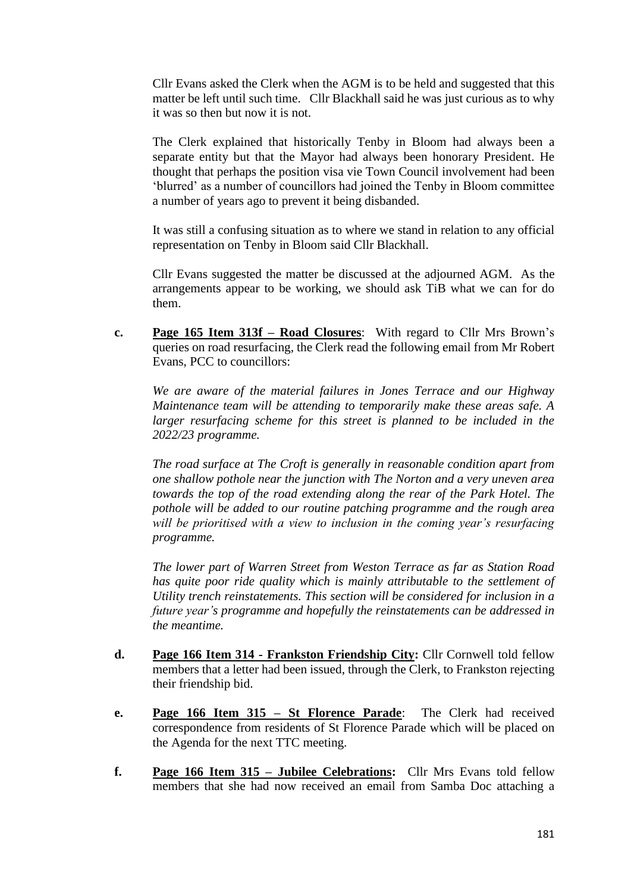Cllr Evans asked the Clerk when the AGM is to be held and suggested that this matter be left until such time. Cllr Blackhall said he was just curious as to why it was so then but now it is not.

The Clerk explained that historically Tenby in Bloom had always been a separate entity but that the Mayor had always been honorary President. He thought that perhaps the position visa vie Town Council involvement had been 'blurred' as a number of councillors had joined the Tenby in Bloom committee a number of years ago to prevent it being disbanded.

It was still a confusing situation as to where we stand in relation to any official representation on Tenby in Bloom said Cllr Blackhall.

Cllr Evans suggested the matter be discussed at the adjourned AGM. As the arrangements appear to be working, we should ask TiB what we can for do them.

**c.** **Page 165 Item 313f – Road Closures**: With regard to Cllr Mrs Brown's queries on road resurfacing, the Clerk read the following email from Mr Robert Evans, PCC to councillors:

*We are aware of the material failures in Jones Terrace and our Highway Maintenance team will be attending to temporarily make these areas safe. A larger resurfacing scheme for this street is planned to be included in the 2022/23 programme.*

*The road surface at The Croft is generally in reasonable condition apart from one shallow pothole near the junction with The Norton and a very uneven area towards the top of the road extending along the rear of the Park Hotel. The pothole will be added to our routine patching programme and the rough area will be prioritised with a view to inclusion in the coming year's resurfacing programme.*

*The lower part of Warren Street from Weston Terrace as far as Station Road has quite poor ride quality which is mainly attributable to the settlement of Utility trench reinstatements. This section will be considered for inclusion in a future year's programme and hopefully the reinstatements can be addressed in the meantime.*

**d.** **Page 166 Item 314 - Frankston Friendship City:** Cllr Cornwell told fellow members that a letter had been issued, through the Clerk, to Frankston rejecting their friendship bid.

**e.** **Page 166 Item 315 – St Florence Parade**: The Clerk had received correspondence from residents of St Florence Parade which will be placed on the Agenda for the next TTC meeting.

**f.** **Page 166 Item 315 – Jubilee Celebrations:** Cllr Mrs Evans told fellow members that she had now received an email from Samba Doc attaching a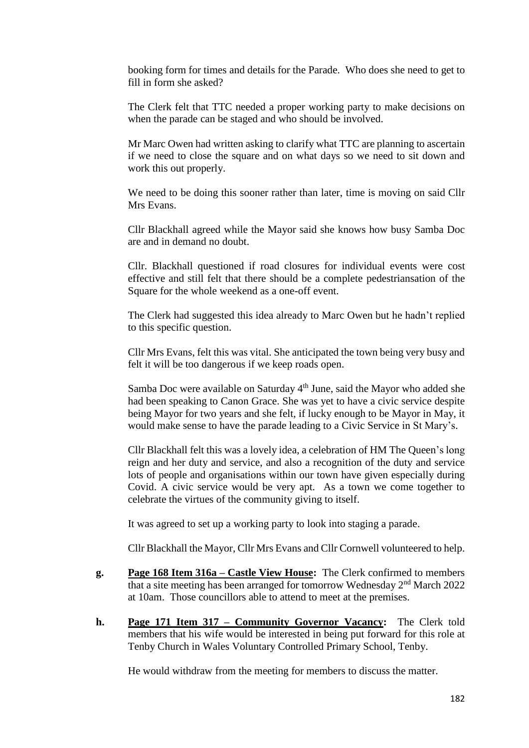booking form for times and details for the Parade. Who does she need to get to fill in form she asked?

The Clerk felt that TTC needed a proper working party to make decisions on when the parade can be staged and who should be involved.

Mr Marc Owen had written asking to clarify what TTC are planning to ascertain if we need to close the square and on what days so we need to sit down and work this out properly.

We need to be doing this sooner rather than later, time is moving on said Cllr Mrs Evans.

Cllr Blackhall agreed while the Mayor said she knows how busy Samba Doc are and in demand no doubt.

Cllr. Blackhall questioned if road closures for individual events were cost effective and still felt that there should be a complete pedestriansation of the Square for the whole weekend as a one-off event.

The Clerk had suggested this idea already to Marc Owen but he hadn't replied to this specific question.

Cllr Mrs Evans, felt this was vital. She anticipated the town being very busy and felt it will be too dangerous if we keep roads open.

Samba Doc were available on Saturday 4th June, said the Mayor who added she had been speaking to Canon Grace. She was yet to have a civic service despite being Mayor for two years and she felt, if lucky enough to be Mayor in May, it would make sense to have the parade leading to a Civic Service in St Mary's.

Cllr Blackhall felt this was a lovely idea, a celebration of HM The Queen's long reign and her duty and service, and also a recognition of the duty and service lots of people and organisations within our town have given especially during Covid. A civic service would be very apt. As a town we come together to celebrate the virtues of the community giving to itself.

It was agreed to set up a working party to look into staging a parade.

Cllr Blackhall the Mayor, Cllr Mrs Evans and Cllr Cornwell volunteered to help.

**g.** **Page 168 Item 316a – Castle View House:** The Clerk confirmed to members that a site meeting has been arranged for tomorrow Wednesday 2nd March 2022 at 10am. Those councillors able to attend to meet at the premises.

**h.** **Page 171 Item 317 – Community Governor Vacancy:** The Clerk told members that his wife would be interested in being put forward for this role at Tenby Church in Wales Voluntary Controlled Primary School, Tenby.

He would withdraw from the meeting for members to discuss the matter.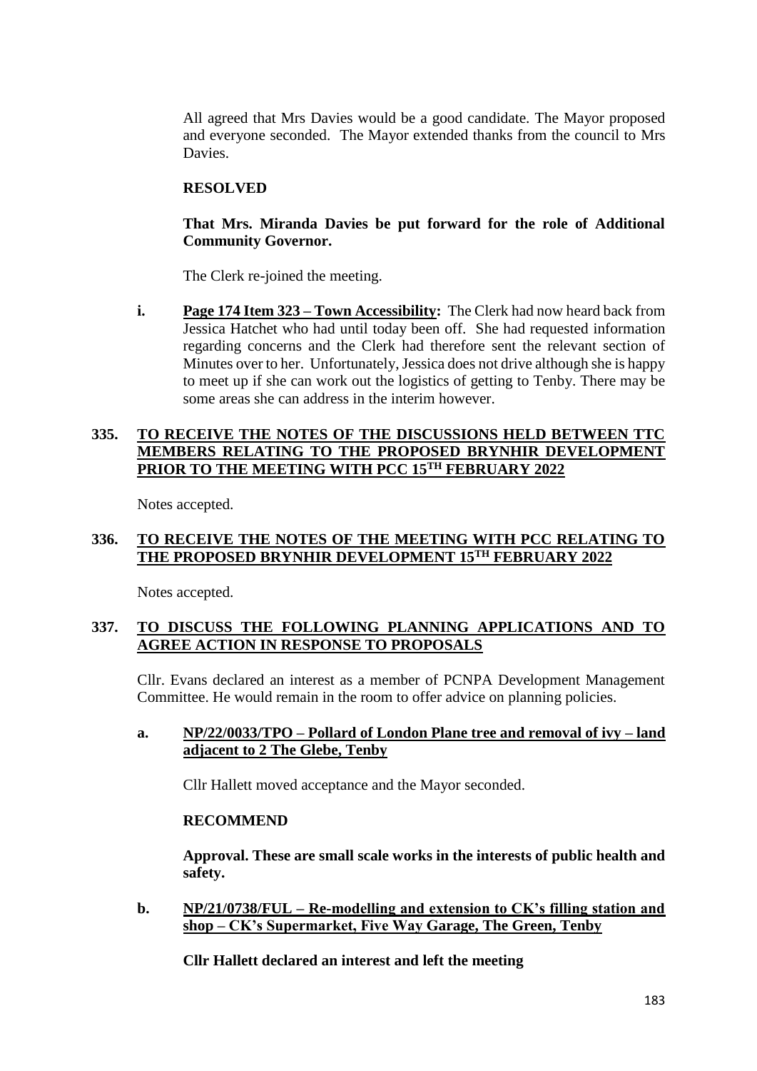All agreed that Mrs Davies would be a good candidate. The Mayor proposed and everyone seconded. The Mayor extended thanks from the council to Mrs Davies.

**RESOLVED**

**That Mrs. Miranda Davies be put forward for the role of Additional Community Governor.**

The Clerk re-joined the meeting.

**i.** **Page 174 Item 323 – Town Accessibility:** The Clerk had now heard back from Jessica Hatchet who had until today been off. She had requested information regarding concerns and the Clerk had therefore sent the relevant section of Minutes over to her. Unfortunately, Jessica does not drive although she is happy to meet up if she can work out the logistics of getting to Tenby. There may be some areas she can address in the interim however.

## 335. TO RECEIVE THE NOTES OF THE DISCUSSIONS HELD BETWEEN TTC MEMBERS RELATING TO THE PROPOSED BRYNHIR DEVELOPMENT PRIOR TO THE MEETING WITH PCC 15TH FEBRUARY 2022

Notes accepted.

## 336. TO RECEIVE THE NOTES OF THE MEETING WITH PCC RELATING TO THE PROPOSED BRYNHIR DEVELOPMENT 15TH FEBRUARY 2022

Notes accepted.

## 337. TO DISCUSS THE FOLLOWING PLANNING APPLICATIONS AND TO AGREE ACTION IN RESPONSE TO PROPOSALS

Cllr. Evans declared an interest as a member of PCNPA Development Management Committee. He would remain in the room to offer advice on planning policies.

### a. NP/22/0033/TPO – Pollard of London Plane tree and removal of ivy – land adjacent to 2 The Glebe, Tenby

Cllr Hallett moved acceptance and the Mayor seconded.

**RECOMMEND**

**Approval. These are small scale works in the interests of public health and safety.**

### b. NP/21/0738/FUL – Re-modelling and extension to CK's filling station and shop – CK's Supermarket, Five Way Garage, The Green, Tenby

**Cllr Hallett declared an interest and left the meeting**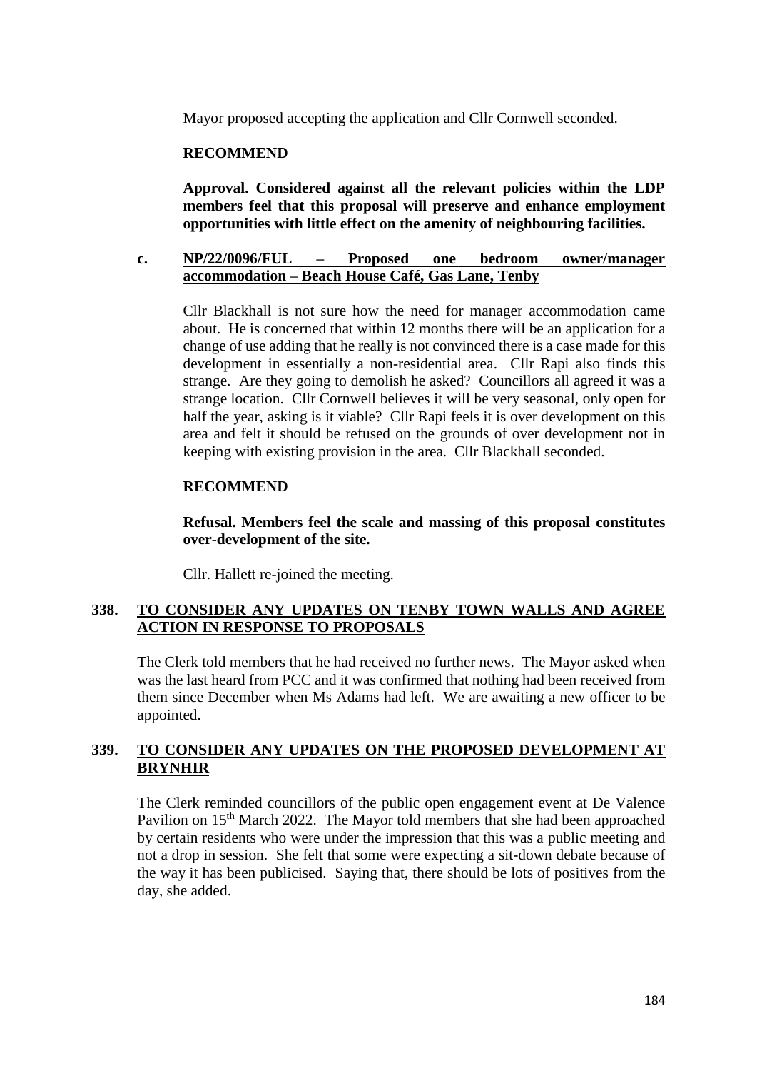Mayor proposed accepting the application and Cllr Cornwell seconded.

**RECOMMEND**

**Approval. Considered against all the relevant policies within the LDP members feel that this proposal will preserve and enhance employment opportunities with little effect on the amenity of neighbouring facilities.**

**c. <u>NP/22/0096/FUL – Proposed one bedroom owner/manager accommodation – Beach House Café, Gas Lane, Tenby</u>**

Cllr Blackhall is not sure how the need for manager accommodation came about. He is concerned that within 12 months there will be an application for a change of use adding that he really is not convinced there is a case made for this development in essentially a non-residential area. Cllr Rapi also finds this strange. Are they going to demolish he asked? Councillors all agreed it was a strange location. Cllr Cornwell believes it will be very seasonal, only open for half the year, asking is it viable? Cllr Rapi feels it is over development on this area and felt it should be refused on the grounds of over development not in keeping with existing provision in the area. Cllr Blackhall seconded.

**RECOMMEND**

**Refusal. Members feel the scale and massing of this proposal constitutes over-development of the site.**

Cllr. Hallett re-joined the meeting.

## 338. <u>TO CONSIDER ANY UPDATES ON TENBY TOWN WALLS AND AGREE ACTION IN RESPONSE TO PROPOSALS</u>

The Clerk told members that he had received no further news. The Mayor asked when was the last heard from PCC and it was confirmed that nothing had been received from them since December when Ms Adams had left. We are awaiting a new officer to be appointed.

## 339. <u>TO CONSIDER ANY UPDATES ON THE PROPOSED DEVELOPMENT AT BRYNHIR</u>

The Clerk reminded councillors of the public open engagement event at De Valence Pavilion on 15th March 2022. The Mayor told members that she had been approached by certain residents who were under the impression that this was a public meeting and not a drop in session. She felt that some were expecting a sit-down debate because of the way it has been publicised. Saying that, there should be lots of positives from the day, she added.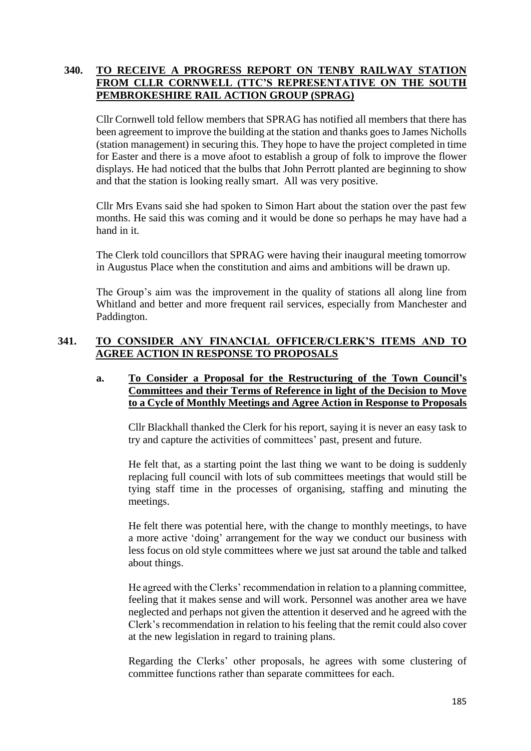## 340. TO RECEIVE A PROGRESS REPORT ON TENBY RAILWAY STATION FROM CLLR CORNWELL (TTC'S REPRESENTATIVE ON THE SOUTH PEMBROKESHIRE RAIL ACTION GROUP (SPRAG)

Cllr Cornwell told fellow members that SPRAG has notified all members that there has been agreement to improve the building at the station and thanks goes to James Nicholls (station management) in securing this. They hope to have the project completed in time for Easter and there is a move afoot to establish a group of folk to improve the flower displays. He had noticed that the bulbs that John Perrott planted are beginning to show and that the station is looking really smart. All was very positive.

Cllr Mrs Evans said she had spoken to Simon Hart about the station over the past few months. He said this was coming and it would be done so perhaps he may have had a hand in it.

The Clerk told councillors that SPRAG were having their inaugural meeting tomorrow in Augustus Place when the constitution and aims and ambitions will be drawn up.

The Group's aim was the improvement in the quality of stations all along line from Whitland and better and more frequent rail services, especially from Manchester and Paddington.

## 341. TO CONSIDER ANY FINANCIAL OFFICER/CLERK'S ITEMS AND TO AGREE ACTION IN RESPONSE TO PROPOSALS

### a. To Consider a Proposal for the Restructuring of the Town Council's Committees and their Terms of Reference in light of the Decision to Move to a Cycle of Monthly Meetings and Agree Action in Response to Proposals

Cllr Blackhall thanked the Clerk for his report, saying it is never an easy task to try and capture the activities of committees' past, present and future.

He felt that, as a starting point the last thing we want to be doing is suddenly replacing full council with lots of sub committees meetings that would still be tying staff time in the processes of organising, staffing and minuting the meetings.

He felt there was potential here, with the change to monthly meetings, to have a more active 'doing' arrangement for the way we conduct our business with less focus on old style committees where we just sat around the table and talked about things.

He agreed with the Clerks' recommendation in relation to a planning committee, feeling that it makes sense and will work. Personnel was another area we have neglected and perhaps not given the attention it deserved and he agreed with the Clerk's recommendation in relation to his feeling that the remit could also cover at the new legislation in regard to training plans.

Regarding the Clerks' other proposals, he agrees with some clustering of committee functions rather than separate committees for each.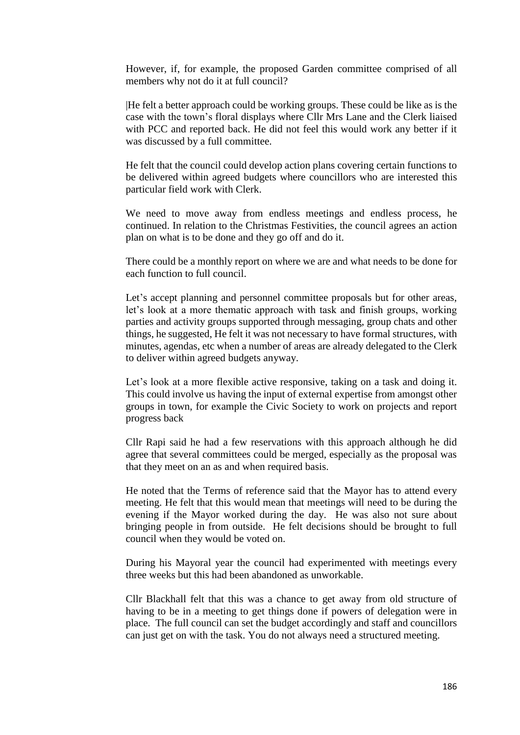However, if, for example, the proposed Garden committee comprised of all members why not do it at full council?

|He felt a better approach could be working groups. These could be like as is the case with the town's floral displays where Cllr Mrs Lane and the Clerk liaised with PCC and reported back. He did not feel this would work any better if it was discussed by a full committee.

He felt that the council could develop action plans covering certain functions to be delivered within agreed budgets where councillors who are interested this particular field work with Clerk.

We need to move away from endless meetings and endless process, he continued. In relation to the Christmas Festivities, the council agrees an action plan on what is to be done and they go off and do it.

There could be a monthly report on where we are and what needs to be done for each function to full council.

Let's accept planning and personnel committee proposals but for other areas, let's look at a more thematic approach with task and finish groups, working parties and activity groups supported through messaging, group chats and other things, he suggested, He felt it was not necessary to have formal structures, with minutes, agendas, etc when a number of areas are already delegated to the Clerk to deliver within agreed budgets anyway.

Let's look at a more flexible active responsive, taking on a task and doing it. This could involve us having the input of external expertise from amongst other groups in town, for example the Civic Society to work on projects and report progress back

Cllr Rapi said he had a few reservations with this approach although he did agree that several committees could be merged, especially as the proposal was that they meet on an as and when required basis.

He noted that the Terms of reference said that the Mayor has to attend every meeting. He felt that this would mean that meetings will need to be during the evening if the Mayor worked during the day. He was also not sure about bringing people in from outside. He felt decisions should be brought to full council when they would be voted on.

During his Mayoral year the council had experimented with meetings every three weeks but this had been abandoned as unworkable.

Cllr Blackhall felt that this was a chance to get away from old structure of having to be in a meeting to get things done if powers of delegation were in place. The full council can set the budget accordingly and staff and councillors can just get on with the task. You do not always need a structured meeting.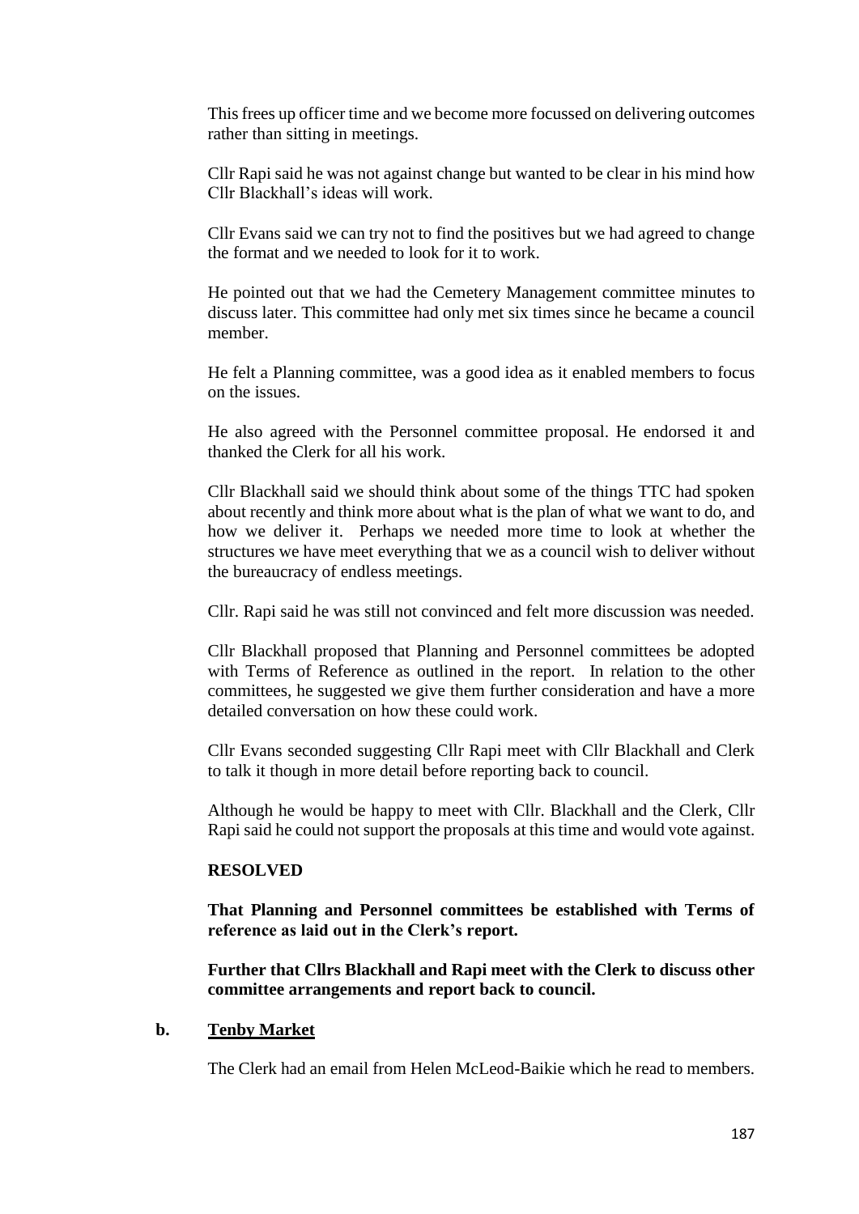This frees up officer time and we become more focussed on delivering outcomes rather than sitting in meetings.

Cllr Rapi said he was not against change but wanted to be clear in his mind how Cllr Blackhall's ideas will work.

Cllr Evans said we can try not to find the positives but we had agreed to change the format and we needed to look for it to work.

He pointed out that we had the Cemetery Management committee minutes to discuss later. This committee had only met six times since he became a council member.

He felt a Planning committee, was a good idea as it enabled members to focus on the issues.

He also agreed with the Personnel committee proposal. He endorsed it and thanked the Clerk for all his work.

Cllr Blackhall said we should think about some of the things TTC had spoken about recently and think more about what is the plan of what we want to do, and how we deliver it. Perhaps we needed more time to look at whether the structures we have meet everything that we as a council wish to deliver without the bureaucracy of endless meetings.

Cllr. Rapi said he was still not convinced and felt more discussion was needed.

Cllr Blackhall proposed that Planning and Personnel committees be adopted with Terms of Reference as outlined in the report. In relation to the other committees, he suggested we give them further consideration and have a more detailed conversation on how these could work.

Cllr Evans seconded suggesting Cllr Rapi meet with Cllr Blackhall and Clerk to talk it though in more detail before reporting back to council.

Although he would be happy to meet with Cllr. Blackhall and the Clerk, Cllr Rapi said he could not support the proposals at this time and would vote against.

**RESOLVED**

**That Planning and Personnel committees be established with Terms of reference as laid out in the Clerk's report.**

**Further that Cllrs Blackhall and Rapi meet with the Clerk to discuss other committee arrangements and report back to council.**

**b. <u>Tenby Market</u>**

The Clerk had an email from Helen McLeod-Baikie which he read to members.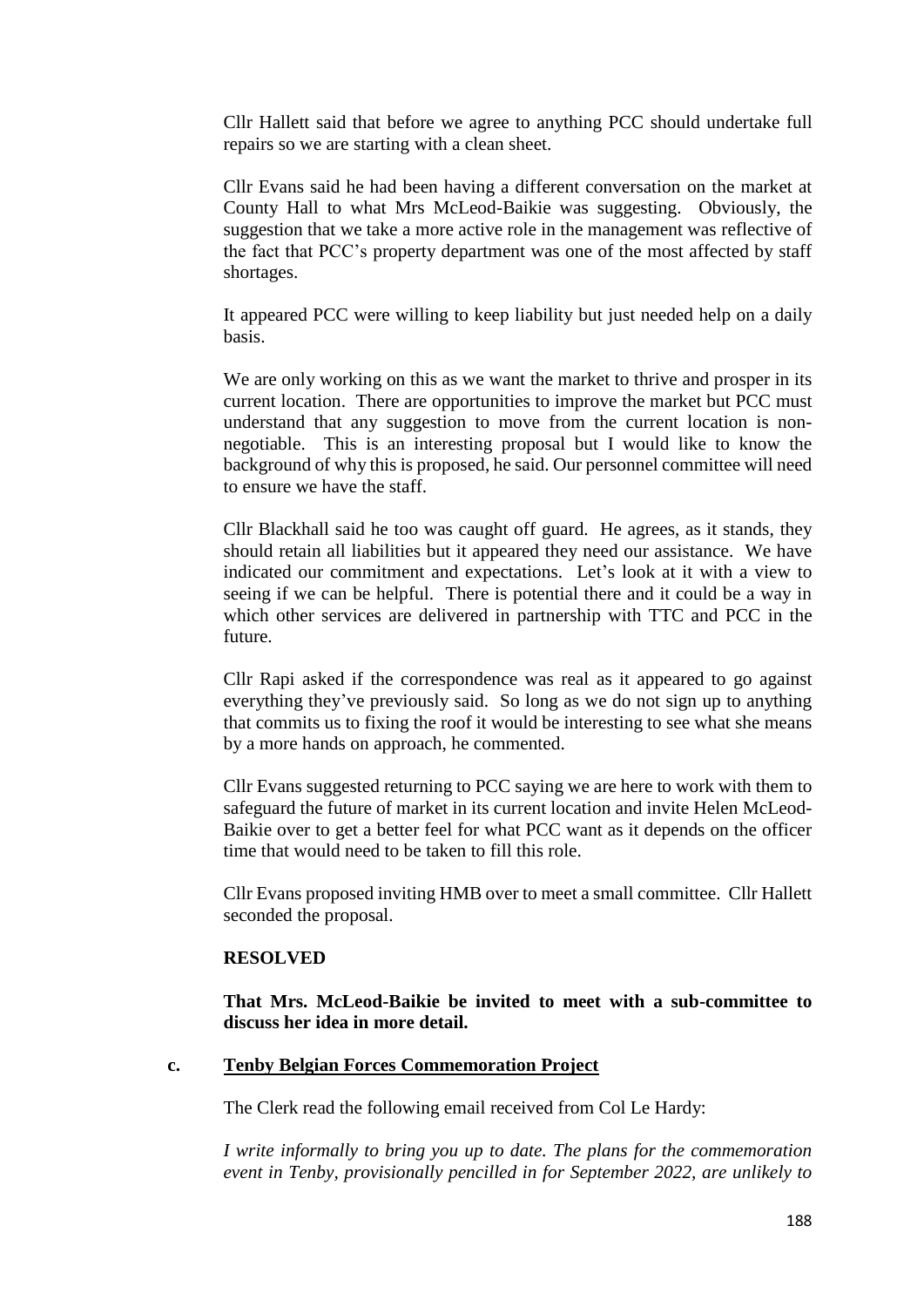Cllr Hallett said that before we agree to anything PCC should undertake full repairs so we are starting with a clean sheet.

Cllr Evans said he had been having a different conversation on the market at County Hall to what Mrs McLeod-Baikie was suggesting. Obviously, the suggestion that we take a more active role in the management was reflective of the fact that PCC's property department was one of the most affected by staff shortages.

It appeared PCC were willing to keep liability but just needed help on a daily basis.

We are only working on this as we want the market to thrive and prosper in its current location. There are opportunities to improve the market but PCC must understand that any suggestion to move from the current location is non-negotiable. This is an interesting proposal but I would like to know the background of why this is proposed, he said. Our personnel committee will need to ensure we have the staff.

Cllr Blackhall said he too was caught off guard. He agrees, as it stands, they should retain all liabilities but it appeared they need our assistance. We have indicated our commitment and expectations. Let's look at it with a view to seeing if we can be helpful. There is potential there and it could be a way in which other services are delivered in partnership with TTC and PCC in the future.

Cllr Rapi asked if the correspondence was real as it appeared to go against everything they've previously said. So long as we do not sign up to anything that commits us to fixing the roof it would be interesting to see what she means by a more hands on approach, he commented.

Cllr Evans suggested returning to PCC saying we are here to work with them to safeguard the future of market in its current location and invite Helen McLeod-Baikie over to get a better feel for what PCC want as it depends on the officer time that would need to be taken to fill this role.

Cllr Evans proposed inviting HMB over to meet a small committee. Cllr Hallett seconded the proposal.

**RESOLVED**

**That Mrs. McLeod-Baikie be invited to meet with a sub-committee to discuss her idea in more detail.**

**c. Tenby Belgian Forces Commemoration Project**

The Clerk read the following email received from Col Le Hardy:

*I write informally to bring you up to date. The plans for the commemoration event in Tenby, provisionally pencilled in for September 2022, are unlikely to*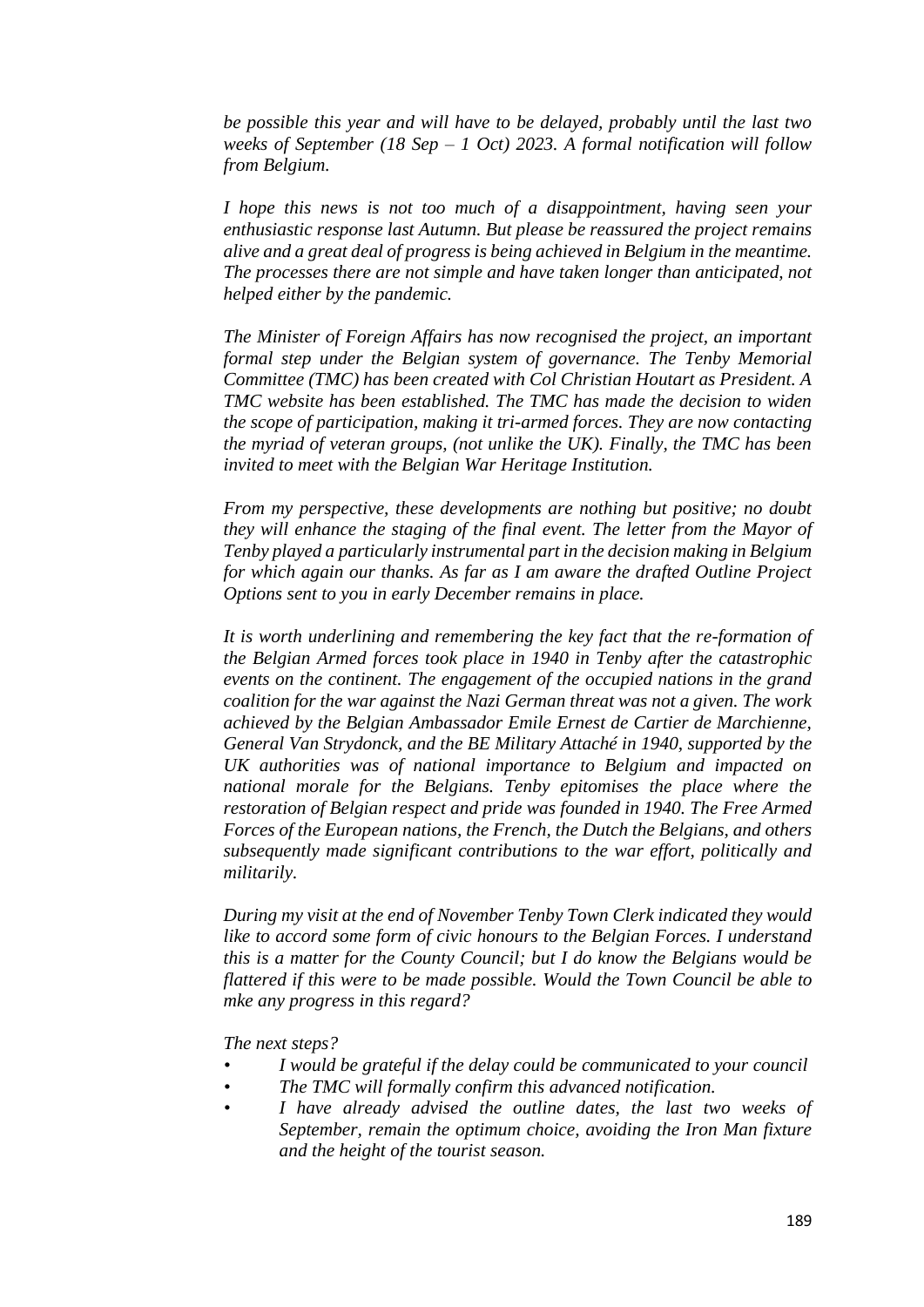*be possible this year and will have to be delayed, probably until the last two weeks of September (18 Sep – 1 Oct) 2023. A formal notification will follow from Belgium.*

*I hope this news is not too much of a disappointment, having seen your enthusiastic response last Autumn. But please be reassured the project remains alive and a great deal of progress is being achieved in Belgium in the meantime. The processes there are not simple and have taken longer than anticipated, not helped either by the pandemic.*

*The Minister of Foreign Affairs has now recognised the project, an important formal step under the Belgian system of governance. The Tenby Memorial Committee (TMC) has been created with Col Christian Houtart as President. A TMC website has been established. The TMC has made the decision to widen the scope of participation, making it tri-armed forces. They are now contacting the myriad of veteran groups, (not unlike the UK). Finally, the TMC has been invited to meet with the Belgian War Heritage Institution.*

*From my perspective, these developments are nothing but positive; no doubt they will enhance the staging of the final event. The letter from the Mayor of Tenby played a particularly instrumental part in the decision making in Belgium for which again our thanks. As far as I am aware the drafted Outline Project Options sent to you in early December remains in place.*

*It is worth underlining and remembering the key fact that the re-formation of the Belgian Armed forces took place in 1940 in Tenby after the catastrophic events on the continent. The engagement of the occupied nations in the grand coalition for the war against the Nazi German threat was not a given. The work achieved by the Belgian Ambassador Emile Ernest de Cartier de Marchienne, General Van Strydonck, and the BE Military Attaché in 1940, supported by the UK authorities was of national importance to Belgium and impacted on national morale for the Belgians. Tenby epitomises the place where the restoration of Belgian respect and pride was founded in 1940. The Free Armed Forces of the European nations, the French, the Dutch the Belgians, and others subsequently made significant contributions to the war effort, politically and militarily.*

*During my visit at the end of November Tenby Town Clerk indicated they would like to accord some form of civic honours to the Belgian Forces. I understand this is a matter for the County Council; but I do know the Belgians would be flattered if this were to be made possible. Would the Town Council be able to mke any progress in this regard?*

*The next steps?*

- *I would be grateful if the delay could be communicated to your council*
- *The TMC will formally confirm this advanced notification.*
- *I have already advised the outline dates, the last two weeks of September, remain the optimum choice, avoiding the Iron Man fixture and the height of the tourist season.*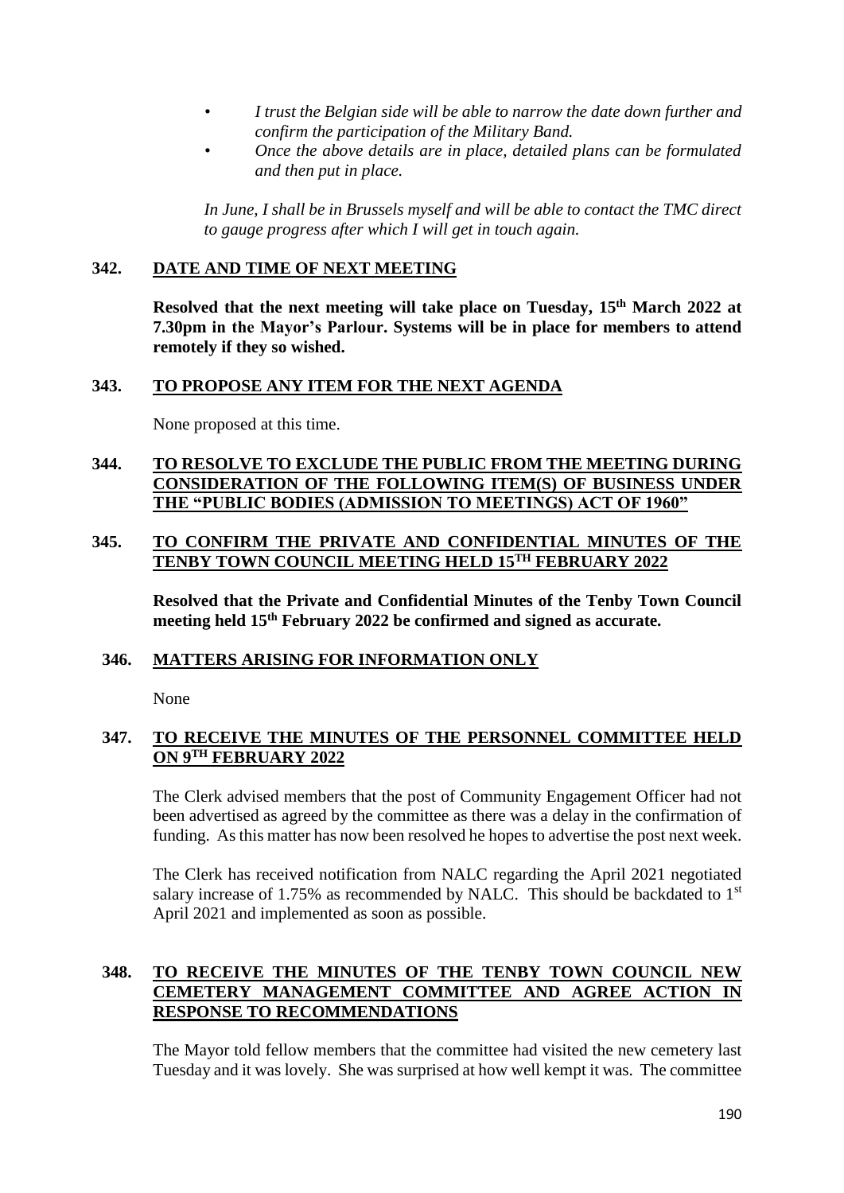- *I trust the Belgian side will be able to narrow the date down further and confirm the participation of the Military Band.*
- *Once the above details are in place, detailed plans can be formulated and then put in place.*

*In June, I shall be in Brussels myself and will be able to contact the TMC direct to gauge progress after which I will get in touch again.*

**342. DATE AND TIME OF NEXT MEETING**

**Resolved that the next meeting will take place on Tuesday, 15th March 2022 at 7.30pm in the Mayor's Parlour. Systems will be in place for members to attend remotely if they so wished.**

**343. TO PROPOSE ANY ITEM FOR THE NEXT AGENDA**

None proposed at this time.

**344. TO RESOLVE TO EXCLUDE THE PUBLIC FROM THE MEETING DURING CONSIDERATION OF THE FOLLOWING ITEM(S) OF BUSINESS UNDER THE "PUBLIC BODIES (ADMISSION TO MEETINGS) ACT OF 1960"**

**345. TO CONFIRM THE PRIVATE AND CONFIDENTIAL MINUTES OF THE TENBY TOWN COUNCIL MEETING HELD 15TH FEBRUARY 2022**

**Resolved that the Private and Confidential Minutes of the Tenby Town Council meeting held 15th February 2022 be confirmed and signed as accurate.**

**346. MATTERS ARISING FOR INFORMATION ONLY**

None

**347. TO RECEIVE THE MINUTES OF THE PERSONNEL COMMITTEE HELD ON 9TH FEBRUARY 2022**

The Clerk advised members that the post of Community Engagement Officer had not been advertised as agreed by the committee as there was a delay in the confirmation of funding. As this matter has now been resolved he hopes to advertise the post next week.

The Clerk has received notification from NALC regarding the April 2021 negotiated salary increase of 1.75% as recommended by NALC. This should be backdated to 1st April 2021 and implemented as soon as possible.

**348. TO RECEIVE THE MINUTES OF THE TENBY TOWN COUNCIL NEW CEMETERY MANAGEMENT COMMITTEE AND AGREE ACTION IN RESPONSE TO RECOMMENDATIONS**

The Mayor told fellow members that the committee had visited the new cemetery last Tuesday and it was lovely. She was surprised at how well kempt it was. The committee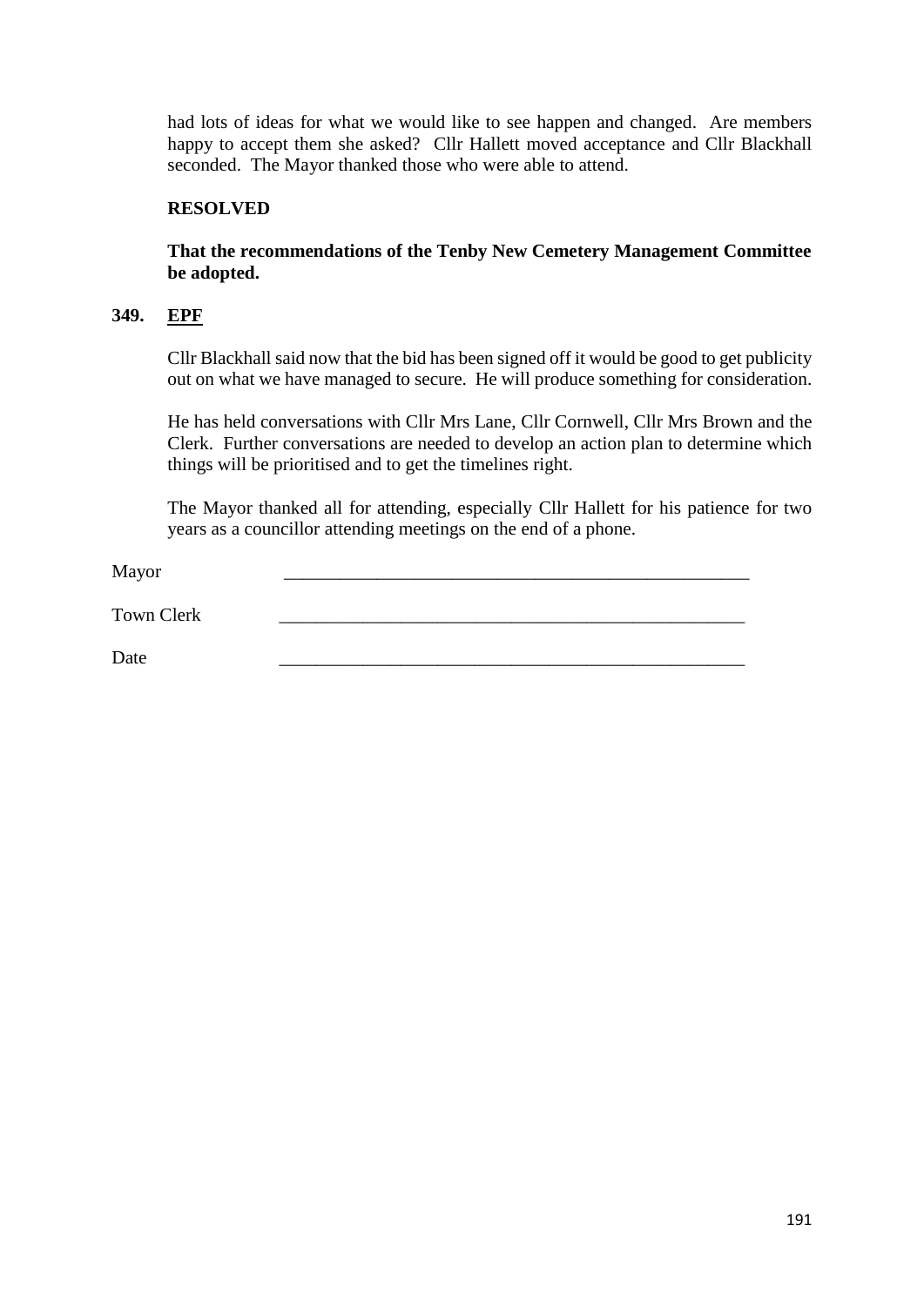had lots of ideas for what we would like to see happen and changed. Are members happy to accept them she asked? Cllr Hallett moved acceptance and Cllr Blackhall seconded. The Mayor thanked those who were able to attend.

**RESOLVED**

**That the recommendations of the Tenby New Cemetery Management Committee be adopted.**

**349. EPF**

Cllr Blackhall said now that the bid has been signed off it would be good to get publicity out on what we have managed to secure. He will produce something for consideration.

He has held conversations with Cllr Mrs Lane, Cllr Cornwell, Cllr Mrs Brown and the Clerk. Further conversations are needed to develop an action plan to determine which things will be prioritised and to get the timelines right.

The Mayor thanked all for attending, especially Cllr Hallett for his patience for two years as a councillor attending meetings on the end of a phone.

Mayor ___________________________________________________

Town Clerk ___________________________________________________

Date ___________________________________________________